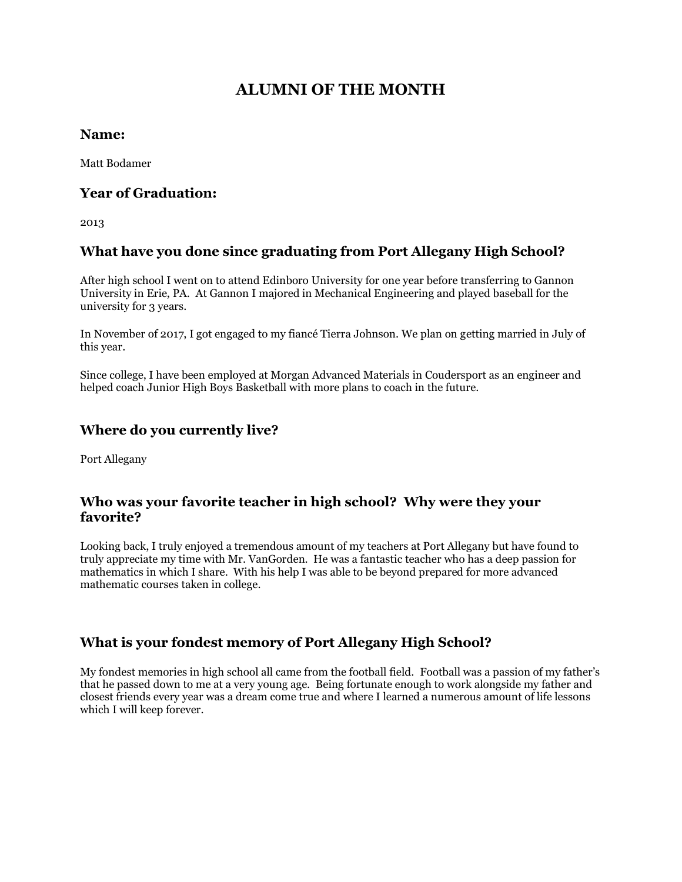# ALUMNI OF THE MONTH

## Name:

Matt Bodamer

## Year of Graduation:

2013

## What have you done since graduating from Port Allegany High School?

After high school I went on to attend Edinboro University for one year before transferring to Gannon University in Erie, PA. At Gannon I majored in Mechanical Engineering and played baseball for the university for 3 years.

In November of 2017, I got engaged to my fiancé Tierra Johnson. We plan on getting married in July of this year.

Since college, I have been employed at Morgan Advanced Materials in Coudersport as an engineer and helped coach Junior High Boys Basketball with more plans to coach in the future.

## Where do you currently live?

Port Allegany

## Who was your favorite teacher in high school? Why were they your favorite?

Looking back, I truly enjoyed a tremendous amount of my teachers at Port Allegany but have found to truly appreciate my time with Mr. VanGorden. He was a fantastic teacher who has a deep passion for mathematics in which I share. With his help I was able to be beyond prepared for more advanced mathematic courses taken in college.

## What is your fondest memory of Port Allegany High School?

My fondest memories in high school all came from the football field. Football was a passion of my father's that he passed down to me at a very young age. Being fortunate enough to work alongside my father and closest friends every year was a dream come true and where I learned a numerous amount of life lessons which I will keep forever.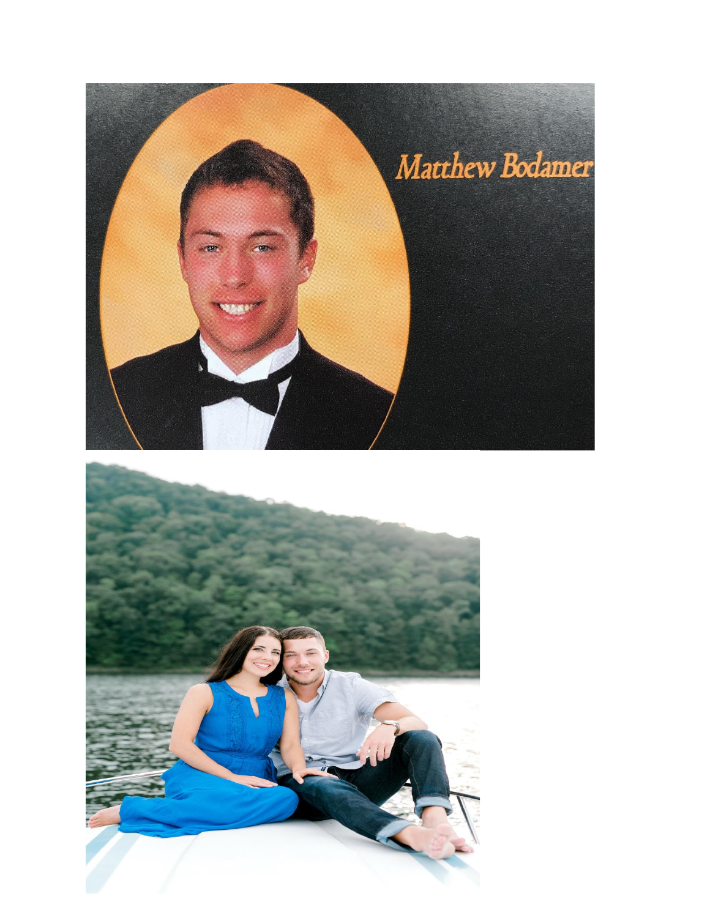Matthew Bodamer